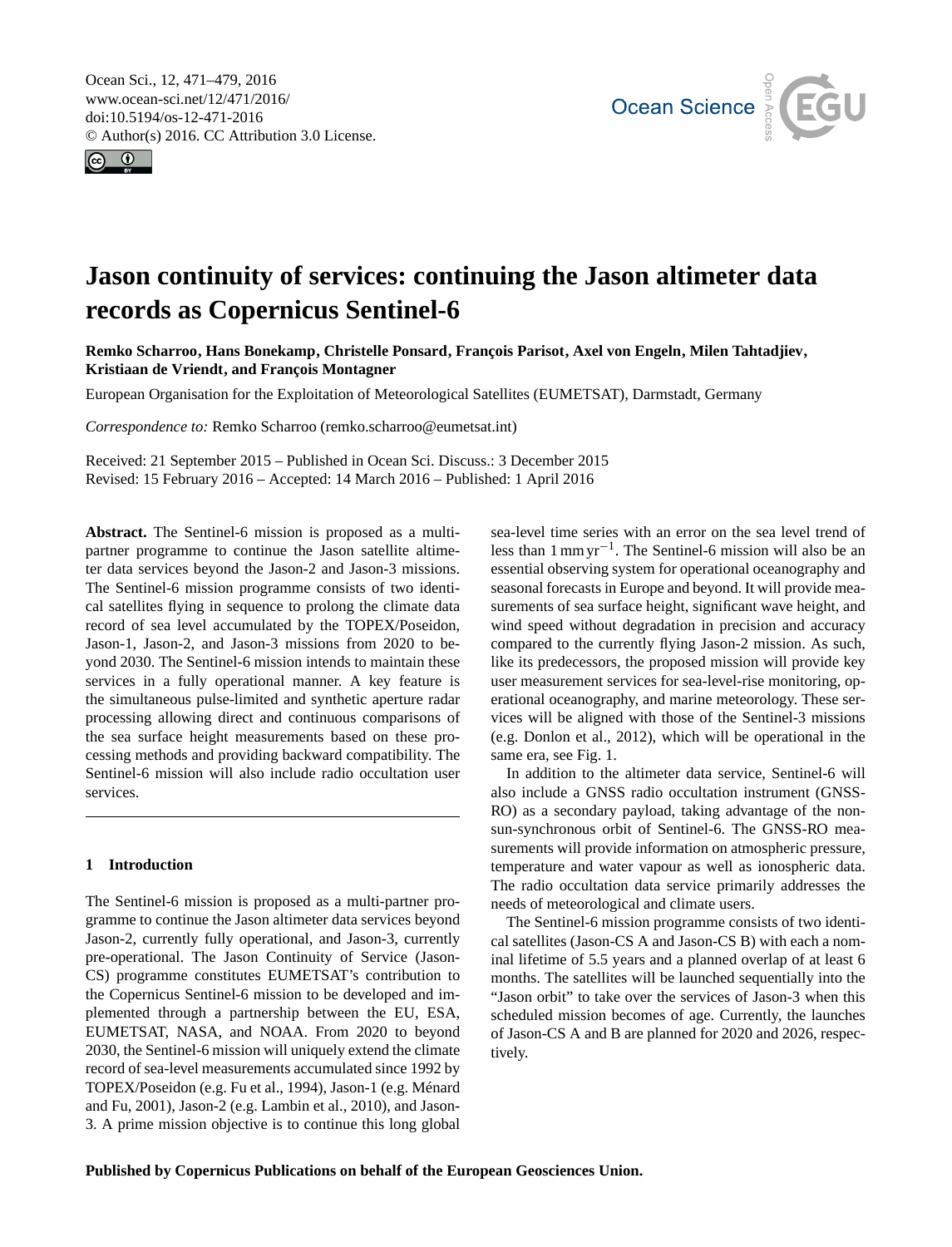# Jason continuity of services: continuing the Jason altimeter data records as Copernicus Sentinel-6

**Remko Scharroo, Hans Bonekamp, Christelle Ponsard, François Parisot, Axel von Engeln, Milen Tahtadjiev, Kristiaan de Vriendt, and François Montagner**

European Organisation for the Exploitation of Meteorological Satellites (EUMETSAT), Darmstadt, Germany

*Correspondence to:* Remko Scharroo (remko.scharroo@eumetsat.int)

Received: 21 September 2015 – Published in Ocean Sci. Discuss.: 3 December 2015
Revised: 15 February 2016 – Accepted: 14 March 2016 – Published: 1 April 2016

**Abstract.** The Sentinel-6 mission is proposed as a multi-partner programme to continue the Jason satellite altimeter data services beyond the Jason-2 and Jason-3 missions. The Sentinel-6 mission programme consists of two identical satellites flying in sequence to prolong the climate data record of sea level accumulated by the TOPEX/Poseidon, Jason-1, Jason-2, and Jason-3 missions from 2020 to beyond 2030. The Sentinel-6 mission intends to maintain these services in a fully operational manner. A key feature is the simultaneous pulse-limited and synthetic aperture radar processing allowing direct and continuous comparisons of the sea surface height measurements based on these processing methods and providing backward compatibility. The Sentinel-6 mission will also include radio occultation user services.

## 1 Introduction

The Sentinel-6 mission is proposed as a multi-partner programme to continue the Jason altimeter data services beyond Jason-2, currently fully operational, and Jason-3, currently pre-operational. The Jason Continuity of Service (Jason-CS) programme constitutes EUMETSAT's contribution to the Copernicus Sentinel-6 mission to be developed and implemented through a partnership between the EU, ESA, EUMETSAT, NASA, and NOAA. From 2020 to beyond 2030, the Sentinel-6 mission will uniquely extend the climate record of sea-level measurements accumulated since 1992 by TOPEX/Poseidon (e.g. Fu et al., 1994), Jason-1 (e.g. Ménard and Fu, 2001), Jason-2 (e.g. Lambin et al., 2010), and Jason-3. A prime mission objective is to continue this long global sea-level time series with an error on the sea level trend of less than $1\,\mathrm{mm\,yr^{-1}}$. The Sentinel-6 mission will also be an essential observing system for operational oceanography and seasonal forecasts in Europe and beyond. It will provide measurements of sea surface height, significant wave height, and wind speed without degradation in precision and accuracy compared to the currently flying Jason-2 mission. As such, like its predecessors, the proposed mission will provide key user measurement services for sea-level-rise monitoring, operational oceanography, and marine meteorology. These services will be aligned with those of the Sentinel-3 missions (e.g. Donlon et al., 2012), which will be operational in the same era, see Fig. 1.

In addition to the altimeter data service, Sentinel-6 will also include a GNSS radio occultation instrument (GNSS-RO) as a secondary payload, taking advantage of the non-sun-synchronous orbit of Sentinel-6. The GNSS-RO measurements will provide information on atmospheric pressure, temperature and water vapour as well as ionospheric data. The radio occultation data service primarily addresses the needs of meteorological and climate users.

The Sentinel-6 mission programme consists of two identical satellites (Jason-CS A and Jason-CS B) with each a nominal lifetime of 5.5 years and a planned overlap of at least 6 months. The satellites will be launched sequentially into the "Jason orbit" to take over the services of Jason-3 when this scheduled mission becomes of age. Currently, the launches of Jason-CS A and B are planned for 2020 and 2026, respectively.

**Published by Copernicus Publications on behalf of the European Geosciences Union.**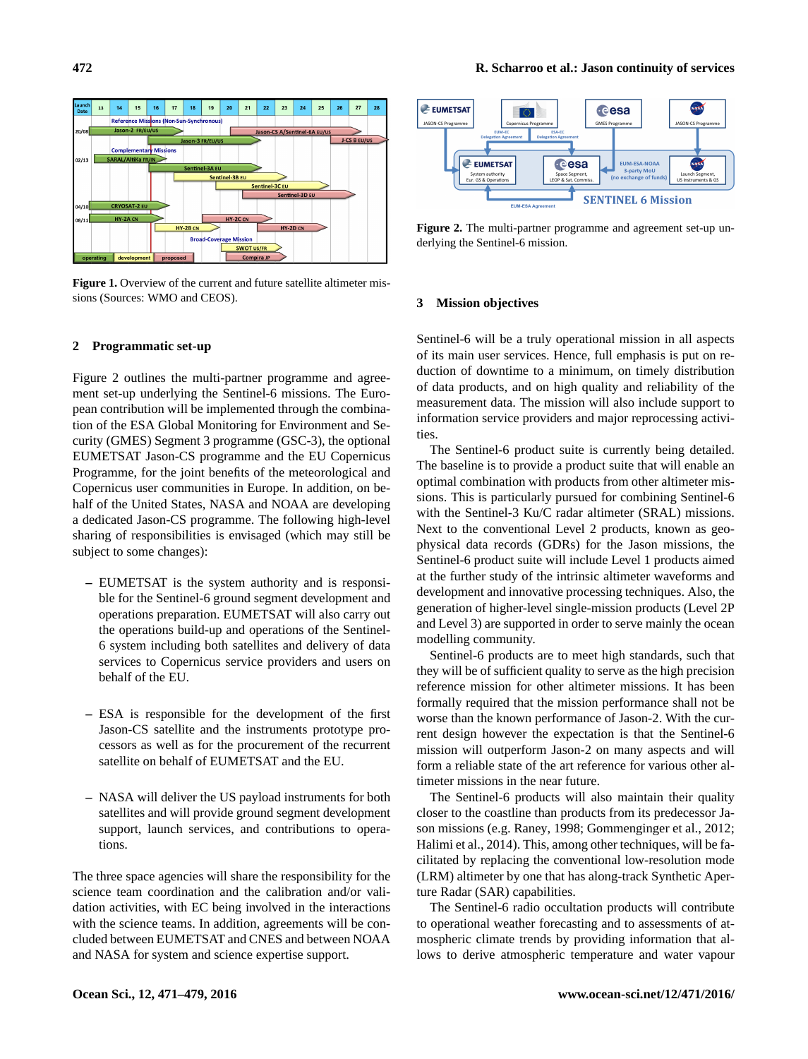**Figure 1.** Overview of the current and future satellite altimeter missions (Sources: WMO and CEOS).

## 2 Programmatic set-up

Figure 2 outlines the multi-partner programme and agreement set-up underlying the Sentinel-6 missions. The European contribution will be implemented through the combination of the ESA Global Monitoring for Environment and Security (GMES) Segment 3 programme (GSC-3), the optional EUMETSAT Jason-CS programme and the EU Copernicus Programme, for the joint benefits of the meteorological and Copernicus user communities in Europe. In addition, on behalf of the United States, NASA and NOAA are developing a dedicated Jason-CS programme. The following high-level sharing of responsibilities is envisaged (which may still be subject to some changes):

- EUMETSAT is the system authority and is responsible for the Sentinel-6 ground segment development and operations preparation. EUMETSAT will also carry out the operations build-up and operations of the Sentinel-6 system including both satellites and delivery of data services to Copernicus service providers and users on behalf of the EU.

- ESA is responsible for the development of the first Jason-CS satellite and the instruments prototype processors as well as for the procurement of the recurrent satellite on behalf of EUMETSAT and the EU.

- NASA will deliver the US payload instruments for both satellites and will provide ground segment development support, launch services, and contributions to operations.

The three space agencies will share the responsibility for the science team coordination and the calibration and/or validation activities, with EC being involved in the interactions with the science teams. In addition, agreements will be concluded between EUMETSAT and CNES and between NOAA and NASA for system and science expertise support.

**Figure 2.** The multi-partner programme and agreement set-up underlying the Sentinel-6 mission.

## 3 Mission objectives

Sentinel-6 will be a truly operational mission in all aspects of its main user services. Hence, full emphasis is put on reduction of downtime to a minimum, on timely distribution of data products, and on high quality and reliability of the measurement data. The mission will also include support to information service providers and major reprocessing activities.

The Sentinel-6 product suite is currently being detailed. The baseline is to provide a product suite that will enable an optimal combination with products from other altimeter missions. This is particularly pursued for combining Sentinel-6 with the Sentinel-3 Ku/C radar altimeter (SRAL) missions. Next to the conventional Level 2 products, known as geophysical data records (GDRs) for the Jason missions, the Sentinel-6 product suite will include Level 1 products aimed at the further study of the intrinsic altimeter waveforms and development and innovative processing techniques. Also, the generation of higher-level single-mission products (Level 2P and Level 3) are supported in order to serve mainly the ocean modelling community.

Sentinel-6 products are to meet high standards, such that they will be of sufficient quality to serve as the high precision reference mission for other altimeter missions. It has been formally required that the mission performance shall not be worse than the known performance of Jason-2. With the current design however the expectation is that the Sentinel-6 mission will outperform Jason-2 on many aspects and will form a reliable state of the art reference for various other altimeter missions in the near future.

The Sentinel-6 products will also maintain their quality closer to the coastline than products from its predecessor Jason missions (e.g. Raney, 1998; Gommenginger et al., 2012; Halimi et al., 2014). This, among other techniques, will be facilitated by replacing the conventional low-resolution mode (LRM) altimeter by one that has along-track Synthetic Aperture Radar (SAR) capabilities.

The Sentinel-6 radio occultation products will contribute to operational weather forecasting and to assessments of atmospheric climate trends by providing information that allows to derive atmospheric temperature and water vapour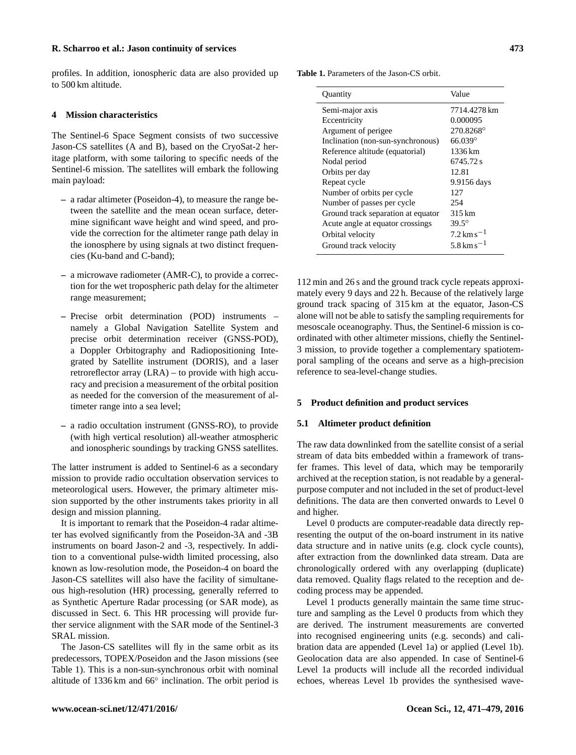profiles. In addition, ionospheric data are also provided up to 500 km altitude.

## 4 Mission characteristics

The Sentinel-6 Space Segment consists of two successive Jason-CS satellites (A and B), based on the CryoSat-2 heritage platform, with some tailoring to specific needs of the Sentinel-6 mission. The satellites will embark the following main payload:

- a radar altimeter (Poseidon-4), to measure the range between the satellite and the mean ocean surface, determine significant wave height and wind speed, and provide the correction for the altimeter range path delay in the ionosphere by using signals at two distinct frequencies (Ku-band and C-band);
- a microwave radiometer (AMR-C), to provide a correction for the wet tropospheric path delay for the altimeter range measurement;
- Precise orbit determination (POD) instruments – namely a Global Navigation Satellite System and precise orbit determination receiver (GNSS-POD), a Doppler Orbitography and Radiopositioning Integrated by Satellite instrument (DORIS), and a laser retroreflector array (LRA) – to provide with high accuracy and precision a measurement of the orbital position as needed for the conversion of the measurement of altimeter range into a sea level;
- a radio occultation instrument (GNSS-RO), to provide (with high vertical resolution) all-weather atmospheric and ionospheric soundings by tracking GNSS satellites.

The latter instrument is added to Sentinel-6 as a secondary mission to provide radio occultation observation services to meteorological users. However, the primary altimeter mission supported by the other instruments takes priority in all design and mission planning.

It is important to remark that the Poseidon-4 radar altimeter has evolved significantly from the Poseidon-3A and -3B instruments on board Jason-2 and -3, respectively. In addition to a conventional pulse-width limited processing, also known as low-resolution mode, the Poseidon-4 on board the Jason-CS satellites will also have the facility of simultaneous high-resolution (HR) processing, generally referred to as Synthetic Aperture Radar processing (or SAR mode), as discussed in Sect. 6. This HR processing will provide further service alignment with the SAR mode of the Sentinel-3 SRAL mission.

The Jason-CS satellites will fly in the same orbit as its predecessors, TOPEX/Poseidon and the Jason missions (see Table 1). This is a non-sun-synchronous orbit with nominal altitude of 1336 km and 66° inclination. The orbit period is 112 min and 26 s and the ground track cycle repeats approximately every 9 days and 22 h. Because of the relatively large ground track spacing of 315 km at the equator, Jason-CS alone will not be able to satisfy the sampling requirements for mesoscale oceanography. Thus, the Sentinel-6 mission is coordinated with other altimeter missions, chiefly the Sentinel-3 mission, to provide together a complementary spatiotemporal sampling of the oceans and serve as a high-precision reference to sea-level-change studies.

**Table 1.** Parameters of the Jason-CS orbit.

| Quantity | Value |
|---|---|
| Semi-major axis | 7714.4278 km |
| Eccentricity | 0.000095 |
| Argument of perigee | 270.8268° |
| Inclination (non-sun-synchronous) | 66.039° |
| Reference altitude (equatorial) | 1336 km |
| Nodal period | 6745.72 s |
| Orbits per day | 12.81 |
| Repeat cycle | 9.9156 days |
| Number of orbits per cycle | 127 |
| Number of passes per cycle | 254 |
| Ground track separation at equator | 315 km |
| Acute angle at equator crossings | 39.5° |
| Orbital velocity | $7.2\,\mathrm{km\,s^{-1}}$ |
| Ground track velocity | $5.8\,\mathrm{km\,s^{-1}}$ |

## 5 Product definition and product services

### 5.1 Altimeter product definition

The raw data downlinked from the satellite consist of a serial stream of data bits embedded within a framework of transfer frames. This level of data, which may be temporarily archived at the reception station, is not readable by a general-purpose computer and not included in the set of product-level definitions. The data are then converted onwards to Level 0 and higher.

Level 0 products are computer-readable data directly representing the output of the on-board instrument in its native data structure and in native units (e.g. clock cycle counts), after extraction from the downlinked data stream. Data are chronologically ordered with any overlapping (duplicate) data removed. Quality flags related to the reception and decoding process may be appended.

Level 1 products generally maintain the same time structure and sampling as the Level 0 products from which they are derived. The instrument measurements are converted into recognised engineering units (e.g. seconds) and calibration data are appended (Level 1a) or applied (Level 1b). Geolocation data are also appended. In case of Sentinel-6 Level 1a products will include all the recorded individual echoes, whereas Level 1b provides the synthesised wave-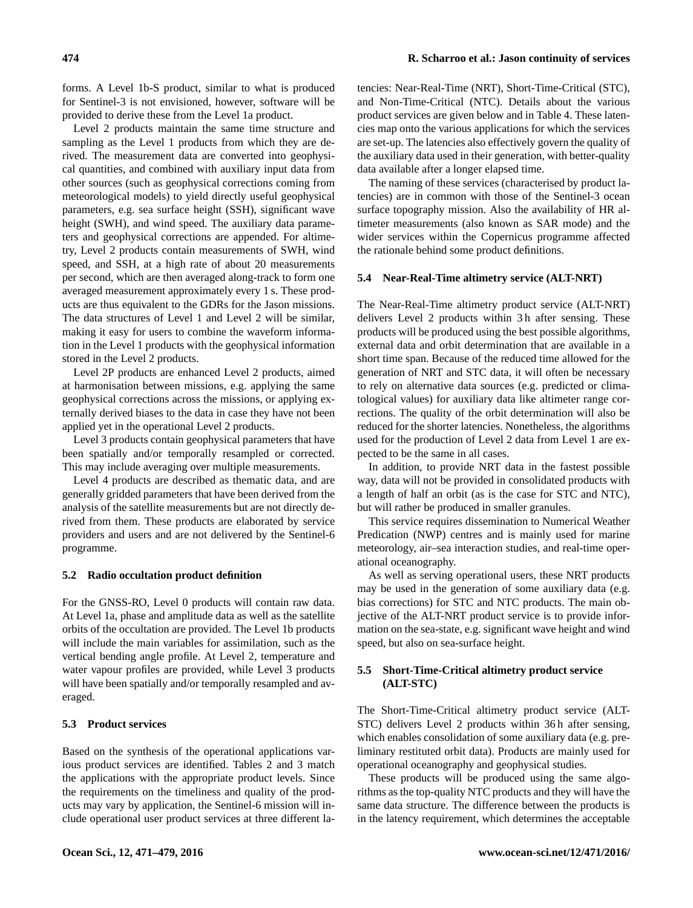forms. A Level 1b-S product, similar to what is produced for Sentinel-3 is not envisioned, however, software will be provided to derive these from the Level 1a product.

Level 2 products maintain the same time structure and sampling as the Level 1 products from which they are derived. The measurement data are converted into geophysical quantities, and combined with auxiliary input data from other sources (such as geophysical corrections coming from meteorological models) to yield directly useful geophysical parameters, e.g. sea surface height (SSH), significant wave height (SWH), and wind speed. The auxiliary data parameters and geophysical corrections are appended. For altimetry, Level 2 products contain measurements of SWH, wind speed, and SSH, at a high rate of about 20 measurements per second, which are then averaged along-track to form one averaged measurement approximately every 1 s. These products are thus equivalent to the GDRs for the Jason missions. The data structures of Level 1 and Level 2 will be similar, making it easy for users to combine the waveform information in the Level 1 products with the geophysical information stored in the Level 2 products.

Level 2P products are enhanced Level 2 products, aimed at harmonisation between missions, e.g. applying the same geophysical corrections across the missions, or applying externally derived biases to the data in case they have not been applied yet in the operational Level 2 products.

Level 3 products contain geophysical parameters that have been spatially and/or temporally resampled or corrected. This may include averaging over multiple measurements.

Level 4 products are described as thematic data, and are generally gridded parameters that have been derived from the analysis of the satellite measurements but are not directly derived from them. These products are elaborated by service providers and users and are not delivered by the Sentinel-6 programme.

### 5.2 Radio occultation product definition

For the GNSS-RO, Level 0 products will contain raw data. At Level 1a, phase and amplitude data as well as the satellite orbits of the occultation are provided. The Level 1b products will include the main variables for assimilation, such as the vertical bending angle profile. At Level 2, temperature and water vapour profiles are provided, while Level 3 products will have been spatially and/or temporally resampled and averaged.

### 5.3 Product services

Based on the synthesis of the operational applications various product services are identified. Tables 2 and 3 match the applications with the appropriate product levels. Since the requirements on the timeliness and quality of the products may vary by application, the Sentinel-6 mission will include operational user product services at three different latencies: Near-Real-Time (NRT), Short-Time-Critical (STC), and Non-Time-Critical (NTC). Details about the various product services are given below and in Table 4. These latencies map onto the various applications for which the services are set-up. The latencies also effectively govern the quality of the auxiliary data used in their generation, with better-quality data available after a longer elapsed time.

The naming of these services (characterised by product latencies) are in common with those of the Sentinel-3 ocean surface topography mission. Also the availability of HR altimeter measurements (also known as SAR mode) and the wider services within the Copernicus programme affected the rationale behind some product definitions.

### 5.4 Near-Real-Time altimetry service (ALT-NRT)

The Near-Real-Time altimetry product service (ALT-NRT) delivers Level 2 products within 3 h after sensing. These products will be produced using the best possible algorithms, external data and orbit determination that are available in a short time span. Because of the reduced time allowed for the generation of NRT and STC data, it will often be necessary to rely on alternative data sources (e.g. predicted or climatological values) for auxiliary data like altimeter range corrections. The quality of the orbit determination will also be reduced for the shorter latencies. Nonetheless, the algorithms used for the production of Level 2 data from Level 1 are expected to be the same in all cases.

In addition, to provide NRT data in the fastest possible way, data will not be provided in consolidated products with a length of half an orbit (as is the case for STC and NTC), but will rather be produced in smaller granules.

This service requires dissemination to Numerical Weather Predication (NWP) centres and is mainly used for marine meteorology, air–sea interaction studies, and real-time operational oceanography.

As well as serving operational users, these NRT products may be used in the generation of some auxiliary data (e.g. bias corrections) for STC and NTC products. The main objective of the ALT-NRT product service is to provide information on the sea-state, e.g. significant wave height and wind speed, but also on sea-surface height.

### 5.5 Short-Time-Critical altimetry product service (ALT-STC)

The Short-Time-Critical altimetry product service (ALT-STC) delivers Level 2 products within 36 h after sensing, which enables consolidation of some auxiliary data (e.g. preliminary restituted orbit data). Products are mainly used for operational oceanography and geophysical studies.

These products will be produced using the same algorithms as the top-quality NTC products and they will have the same data structure. The difference between the products is in the latency requirement, which determines the acceptable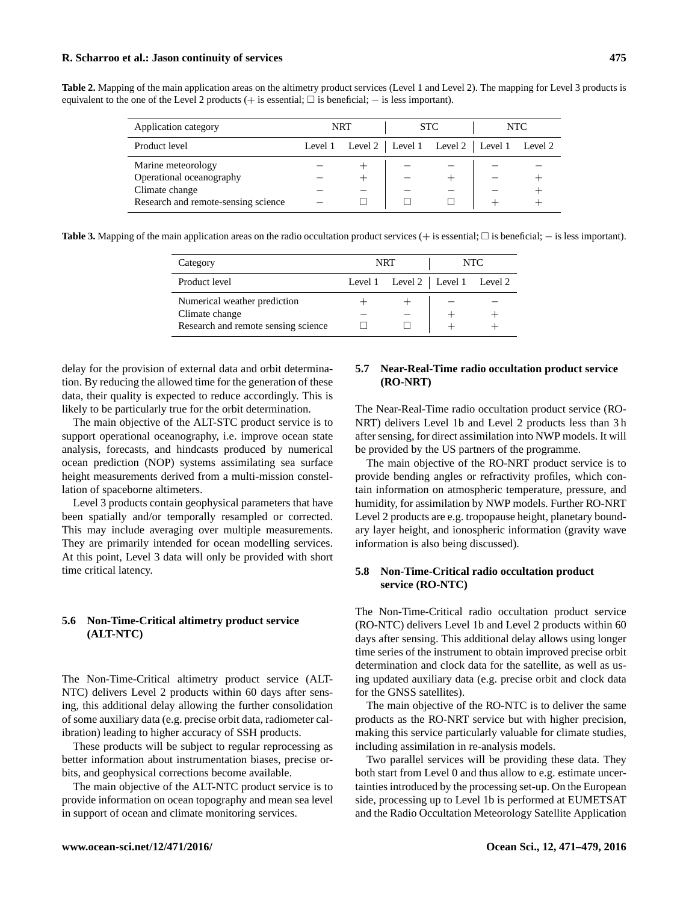**Table 2.** Mapping of the main application areas on the altimetry product services (Level 1 and Level 2). The mapping for Level 3 products is equivalent to the one of the Level 2 products (+ is essential; □ is beneficial; − is less important).

| Application category | NRT | | STC | | NTC | |
|---|---|---|---|---|---|---|
| Product level | Level 1 | Level 2 | Level 1 | Level 2 | Level 1 | Level 2 |
| Marine meteorology | − | + | − | − | − | − |
| Operational oceanography | − | + | − | + | − | + |
| Climate change | − | − | − | − | − | + |
| Research and remote-sensing science | − | □ | □ | □ | + | + |

**Table 3.** Mapping of the main application areas on the radio occultation product services (+ is essential; □ is beneficial; − is less important).

| Category | NRT | | NTC | |
|---|---|---|---|---|
| Product level | Level 1 | Level 2 | Level 1 | Level 2 |
| Numerical weather prediction | + | + | − | − |
| Climate change | − | − | + | + |
| Research and remote sensing science | □ | □ | + | + |

delay for the provision of external data and orbit determination. By reducing the allowed time for the generation of these data, their quality is expected to reduce accordingly. This is likely to be particularly true for the orbit determination.

The main objective of the ALT-STC product service is to support operational oceanography, i.e. improve ocean state analysis, forecasts, and hindcasts produced by numerical ocean prediction (NOP) systems assimilating sea surface height measurements derived from a multi-mission constellation of spaceborne altimeters.

Level 3 products contain geophysical parameters that have been spatially and/or temporally resampled or corrected. This may include averaging over multiple measurements. They are primarily intended for ocean modelling services. At this point, Level 3 data will only be provided with short time critical latency.

### 5.6 Non-Time-Critical altimetry product service (ALT-NTC)

The Non-Time-Critical altimetry product service (ALT-NTC) delivers Level 2 products within 60 days after sensing, this additional delay allowing the further consolidation of some auxiliary data (e.g. precise orbit data, radiometer calibration) leading to higher accuracy of SSH products.

These products will be subject to regular reprocessing as better information about instrumentation biases, precise orbits, and geophysical corrections become available.

The main objective of the ALT-NTC product service is to provide information on ocean topography and mean sea level in support of ocean and climate monitoring services.

### 5.7 Near-Real-Time radio occultation product service (RO-NRT)

The Near-Real-Time radio occultation product service (RO-NRT) delivers Level 1b and Level 2 products less than 3 h after sensing, for direct assimilation into NWP models. It will be provided by the US partners of the programme.

The main objective of the RO-NRT product service is to provide bending angles or refractivity profiles, which contain information on atmospheric temperature, pressure, and humidity, for assimilation by NWP models. Further RO-NRT Level 2 products are e.g. tropopause height, planetary boundary layer height, and ionospheric information (gravity wave information is also being discussed).

### 5.8 Non-Time-Critical radio occultation product service (RO-NTC)

The Non-Time-Critical radio occultation product service (RO-NTC) delivers Level 1b and Level 2 products within 60 days after sensing. This additional delay allows using longer time series of the instrument to obtain improved precise orbit determination and clock data for the satellite, as well as using updated auxiliary data (e.g. precise orbit and clock data for the GNSS satellites).

The main objective of the RO-NTC is to deliver the same products as the RO-NRT service but with higher precision, making this service particularly valuable for climate studies, including assimilation in re-analysis models.

Two parallel services will be providing these data. They both start from Level 0 and thus allow to e.g. estimate uncertainties introduced by the processing set-up. On the European side, processing up to Level 1b is performed at EUMETSAT and the Radio Occultation Meteorology Satellite Application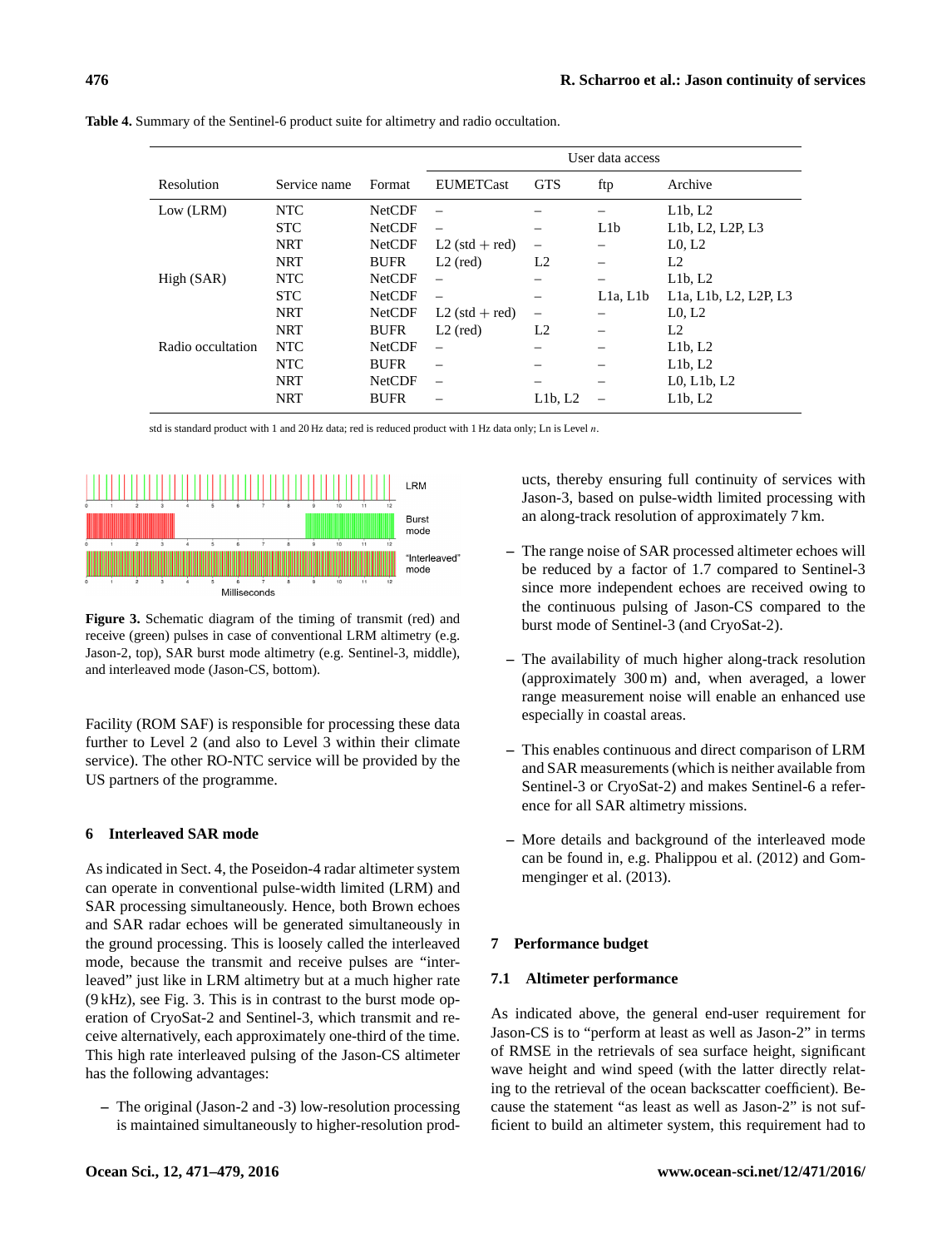**Table 4.** Summary of the Sentinel-6 product suite for altimetry and radio occultation.

| Resolution | Service name | Format | User data access | | | |
|---|---|---|---|---|---|---|
| | | | EUMETCast | GTS | ftp | Archive |
| Low (LRM) | NTC | NetCDF | – | – | – | L1b, L2 |
| | STC | NetCDF | – | – | L1b | L1b, L2, L2P, L3 |
| | NRT | NetCDF | L2 (std + red) | – | – | L0, L2 |
| | NRT | BUFR | L2 (red) | L2 | – | L2 |
| High (SAR) | NTC | NetCDF | – | – | – | L1b, L2 |
| | STC | NetCDF | – | – | L1a, L1b | L1a, L1b, L2, L2P, L3 |
| | NRT | NetCDF | L2 (std + red) | – | – | L0, L2 |
| | NRT | BUFR | L2 (red) | L2 | – | L2 |
| Radio occultation | NTC | NetCDF | – | – | – | L1b, L2 |
| | NTC | BUFR | – | – | – | L1b, L2 |
| | NRT | NetCDF | – | – | – | L0, L1b, L2 |
| | NRT | BUFR | – | L1b, L2 | – | L1b, L2 |

std is standard product with 1 and 20 Hz data; red is reduced product with 1 Hz data only; Ln is Level $n$.

**Figure 3.** Schematic diagram of the timing of transmit (red) and receive (green) pulses in case of conventional LRM altimetry (e.g. Jason-2, top), SAR burst mode altimetry (e.g. Sentinel-3, middle), and interleaved mode (Jason-CS, bottom).

Facility (ROM SAF) is responsible for processing these data further to Level 2 (and also to Level 3 within their climate service). The other RO-NTC service will be provided by the US partners of the programme.

## 6 Interleaved SAR mode

As indicated in Sect. 4, the Poseidon-4 radar altimeter system can operate in conventional pulse-width limited (LRM) and SAR processing simultaneously. Hence, both Brown echoes and SAR radar echoes will be generated simultaneously in the ground processing. This is loosely called the interleaved mode, because the transmit and receive pulses are "interleaved" just like in LRM altimetry but at a much higher rate (9 kHz), see Fig. 3. This is in contrast to the burst mode operation of CryoSat-2 and Sentinel-3, which transmit and receive alternatively, each approximately one-third of the time. This high rate interleaved pulsing of the Jason-CS altimeter has the following advantages:

- The original (Jason-2 and -3) low-resolution processing is maintained simultaneously to higher-resolution products, thereby ensuring full continuity of services with Jason-3, based on pulse-width limited processing with an along-track resolution of approximately 7 km.
- The range noise of SAR processed altimeter echoes will be reduced by a factor of 1.7 compared to Sentinel-3 since more independent echoes are received owing to the continuous pulsing of Jason-CS compared to the burst mode of Sentinel-3 (and CryoSat-2).
- The availability of much higher along-track resolution (approximately 300 m) and, when averaged, a lower range measurement noise will enable an enhanced use especially in coastal areas.
- This enables continuous and direct comparison of LRM and SAR measurements (which is neither available from Sentinel-3 or CryoSat-2) and makes Sentinel-6 a reference for all SAR altimetry missions.
- More details and background of the interleaved mode can be found in, e.g. Phalippou et al. (2012) and Gommenginger et al. (2013).

## 7 Performance budget

### 7.1 Altimeter performance

As indicated above, the general end-user requirement for Jason-CS is to "perform at least as well as Jason-2" in terms of RMSE in the retrievals of sea surface height, significant wave height and wind speed (with the latter directly relating to the retrieval of the ocean backscatter coefficient). Because the statement "as least as well as Jason-2" is not sufficient to build an altimeter system, this requirement had to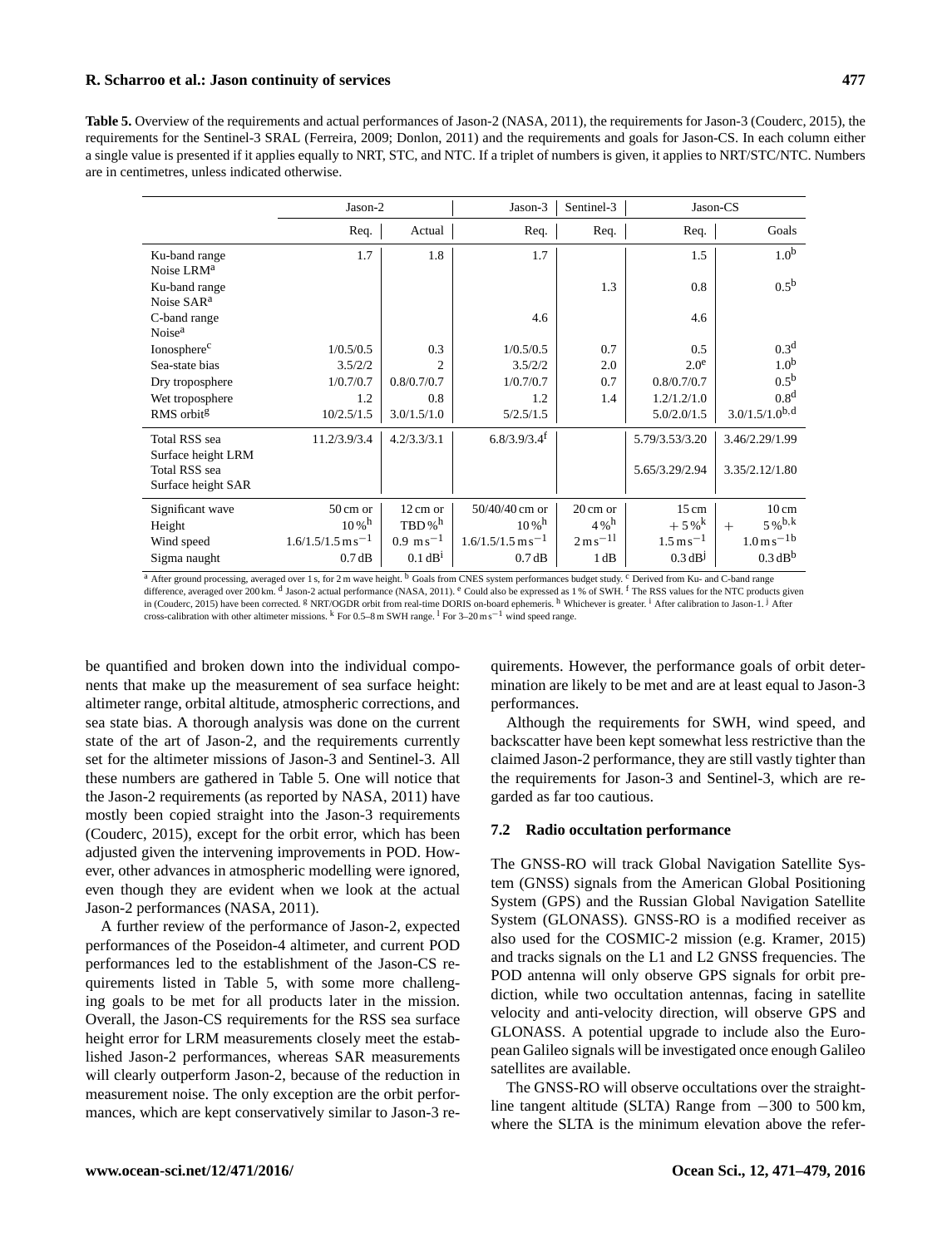**Table 5.** Overview of the requirements and actual performances of Jason-2 (NASA, 2011), the requirements for Jason-3 (Couderc, 2015), the requirements for the Sentinel-3 SRAL (Ferreira, 2009; Donlon, 2011) and the requirements and goals for Jason-CS. In each column either a single value is presented if it applies equally to NRT, STC, and NTC. If a triplet of numbers is given, it applies to NRT/STC/NTC. Numbers are in centimetres, unless indicated otherwise.

| | Jason-2 | | Jason-3 | Sentinel-3 | Jason-CS | |
|---|---|---|---|---|---|---|
| | Req. | Actual | Req. | Req. | Req. | Goals |
| Ku-band range Noise LRM[a] | 1.7 | 1.8 | 1.7 | | 1.5 | 1.0[b] |
| Ku-band range Noise SAR[a] | | | | 1.3 | 0.8 | 0.5[b] |
| C-band range Noise[a] | | | 4.6 | | 4.6 | |
| Ionosphere[c] | 1/0.5/0.5 | 0.3 | 1/0.5/0.5 | 0.7 | 0.5 | 0.3[d] |
| Sea-state bias | 3.5/2/2 | 2 | 3.5/2/2 | 2.0 | 2.0[e] | 1.0[b] |
| Dry troposphere | 1/0.7/0.7 | 0.8/0.7/0.7 | 1/0.7/0.7 | 0.7 | 0.8/0.7/0.7 | 0.5[b] |
| Wet troposphere | 1.2 | 0.8 | 1.2 | 1.4 | 1.2/1.2/1.0 | 0.8[d] |
| RMS orbit[g] | 10/2.5/1.5 | 3.0/1.5/1.0 | 5/2.5/1.5 | | 5.0/2.0/1.5 | 3.0/1.5/1.0[b,d] |
| Total RSS sea Surface height LRM | 11.2/3.9/3.4 | 4.2/3.3/3.1 | 6.8/3.9/3.4[f] | | 5.79/3.53/3.20 | 3.46/2.29/1.99 |
| Total RSS sea Surface height SAR | | | | | 5.65/3.29/2.94 | 3.35/2.12/1.80 |
| Significant wave Height | 50 cm or 10 %[h] | 12 cm or TBD %[h] | 50/40/40 cm or 10 %[h] | 20 cm or 4 %[h] | 15 cm + 5 %[k] | 10 cm + 5 %[b,k] |
| Wind speed | 1.6/1.5/1.5 $\mathrm{m\,s^{-1}}$ | 0.9 $\mathrm{m\,s^{-1}}$ | 1.6/1.5/1.5 $\mathrm{m\,s^{-1}}$ | 2 $\mathrm{m\,s^{-1}}$[l] | 1.5 $\mathrm{m\,s^{-1}}$ | 1.0 $\mathrm{m\,s^{-1}}$[b] |
| Sigma naught | 0.7 dB | 0.1 dB[i] | 0.7 dB | 1 dB | 0.3 dB[j] | 0.3 dB[b] |

[a] After ground processing, averaged over 1 s, for 2 m wave height. [b] Goals from CNES system performances budget study. [c] Derived from Ku- and C-band range difference, averaged over 200 km. [d] Jason-2 actual performance (NASA, 2011). [e] Could also be expressed as 1 % of SWH. [f] The RSS values for the NTC products given in (Couderc, 2015) have been corrected. [g] NRT/OGDR orbit from real-time DORIS on-board ephemeris. [h] Whichever is greater. [i] After calibration to Jason-1. [j] After cross-calibration with other altimeter missions. [k] For 0.5–8 m SWH range. [l] For 3–20 $\mathrm{m\,s^{-1}}$ wind speed range.

be quantified and broken down into the individual components that make up the measurement of sea surface height: altimeter range, orbital altitude, atmospheric corrections, and sea state bias. A thorough analysis was done on the current state of the art of Jason-2, and the requirements currently set for the altimeter missions of Jason-3 and Sentinel-3. All these numbers are gathered in Table 5. One will notice that the Jason-2 requirements (as reported by NASA, 2011) have mostly been copied straight into the Jason-3 requirements (Couderc, 2015), except for the orbit error, which has been adjusted given the intervening improvements in POD. However, other advances in atmospheric modelling were ignored, even though they are evident when we look at the actual Jason-2 performances (NASA, 2011).

A further review of the performance of Jason-2, expected performances of the Poseidon-4 altimeter, and current POD performances led to the establishment of the Jason-CS requirements listed in Table 5, with some more challenging goals to be met for all products later in the mission. Overall, the Jason-CS requirements for the RSS sea surface height error for LRM measurements closely meet the established Jason-2 performances, whereas SAR measurements will clearly outperform Jason-2, because of the reduction in measurement noise. The only exception are the orbit performances, which are kept conservatively similar to Jason-3 requirements. However, the performance goals of orbit determination are likely to be met and are at least equal to Jason-3 performances.

Although the requirements for SWH, wind speed, and backscatter have been kept somewhat less restrictive than the claimed Jason-2 performance, they are still vastly tighter than the requirements for Jason-3 and Sentinel-3, which are regarded as far too cautious.

### 7.2 Radio occultation performance

The GNSS-RO will track Global Navigation Satellite System (GNSS) signals from the American Global Positioning System (GPS) and the Russian Global Navigation Satellite System (GLONASS). GNSS-RO is a modified receiver as also used for the COSMIC-2 mission (e.g. Kramer, 2015) and tracks signals on the L1 and L2 GNSS frequencies. The POD antenna will only observe GPS signals for orbit prediction, while two occultation antennas, facing in satellite velocity and anti-velocity direction, will observe GPS and GLONASS. A potential upgrade to include also the European Galileo signals will be investigated once enough Galileo satellites are available.

The GNSS-RO will observe occultations over the straight-line tangent altitude (SLTA) Range from −300 to 500 km, where the SLTA is the minimum elevation above the refer-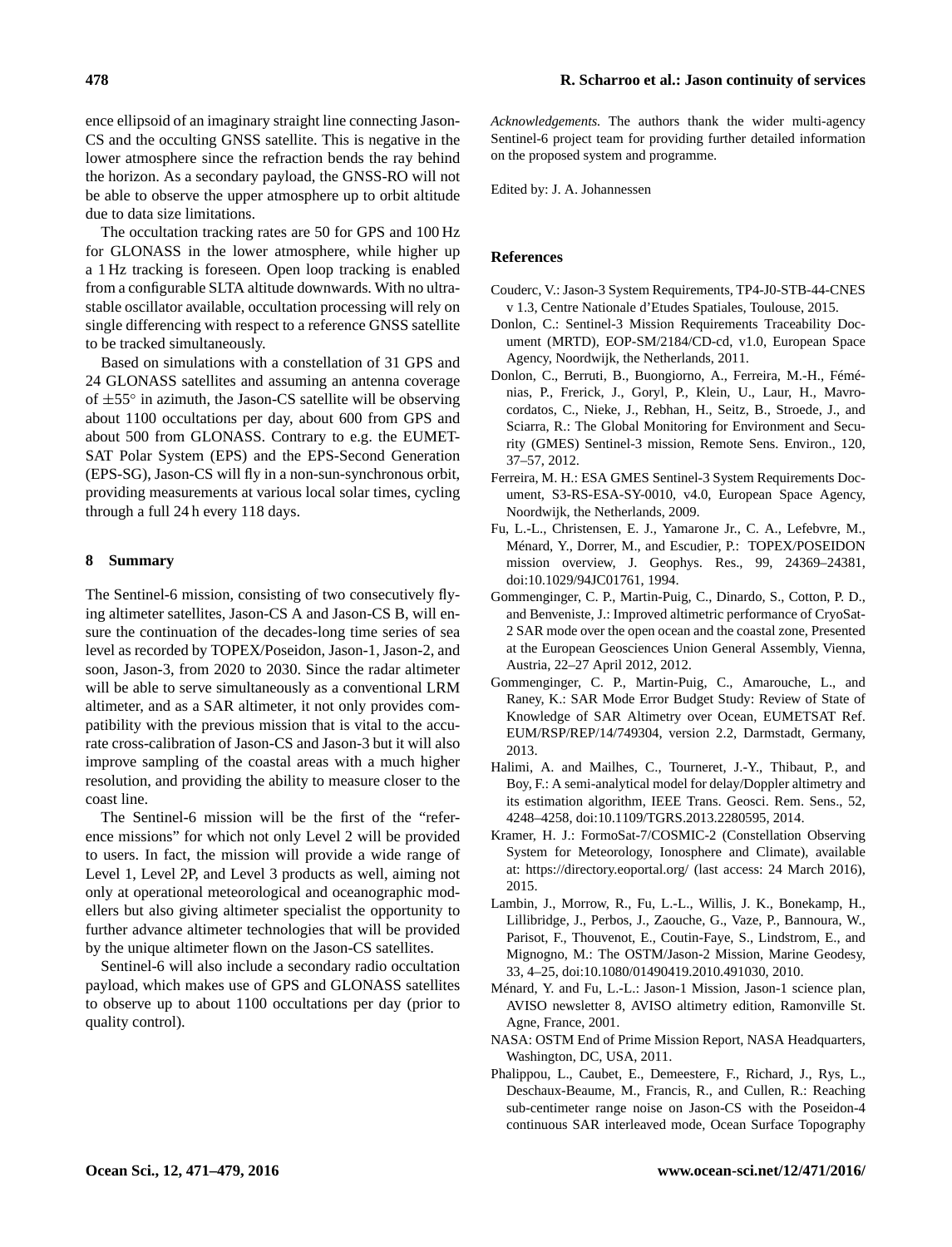ence ellipsoid of an imaginary straight line connecting Jason-CS and the occulting GNSS satellite. This is negative in the lower atmosphere since the refraction bends the ray behind the horizon. As a secondary payload, the GNSS-RO will not be able to observe the upper atmosphere up to orbit altitude due to data size limitations.

The occultation tracking rates are 50 for GPS and 100 Hz for GLONASS in the lower atmosphere, while higher up a 1 Hz tracking is foreseen. Open loop tracking is enabled from a configurable SLTA altitude downwards. With no ultra-stable oscillator available, occultation processing will rely on single differencing with respect to a reference GNSS satellite to be tracked simultaneously.

Based on simulations with a constellation of 31 GPS and 24 GLONASS satellites and assuming an antenna coverage of $\pm 55^\circ$ in azimuth, the Jason-CS satellite will be observing about 1100 occultations per day, about 600 from GPS and about 500 from GLONASS. Contrary to e.g. the EUMETSAT Polar System (EPS) and the EPS-Second Generation (EPS-SG), Jason-CS will fly in a non-sun-synchronous orbit, providing measurements at various local solar times, cycling through a full 24 h every 118 days.

## 8 Summary

The Sentinel-6 mission, consisting of two consecutively flying altimeter satellites, Jason-CS A and Jason-CS B, will ensure the continuation of the decades-long time series of sea level as recorded by TOPEX/Poseidon, Jason-1, Jason-2, and soon, Jason-3, from 2020 to 2030. Since the radar altimeter will be able to serve simultaneously as a conventional LRM altimeter, and as a SAR altimeter, it not only provides compatibility with the previous mission that is vital to the accurate cross-calibration of Jason-CS and Jason-3 but it will also improve sampling of the coastal areas with a much higher resolution, and providing the ability to measure closer to the coast line.

The Sentinel-6 mission will be the first of the "reference missions" for which not only Level 2 will be provided to users. In fact, the mission will provide a wide range of Level 1, Level 2P, and Level 3 products as well, aiming not only at operational meteorological and oceanographic modellers but also giving altimeter specialist the opportunity to further advance altimeter technologies that will be provided by the unique altimeter flown on the Jason-CS satellites.

Sentinel-6 will also include a secondary radio occultation payload, which makes use of GPS and GLONASS satellites to observe up to about 1100 occultations per day (prior to quality control).

*Acknowledgements.* The authors thank the wider multi-agency Sentinel-6 project team for providing further detailed information on the proposed system and programme.

Edited by: J. A. Johannessen

## References

Couderc, V.: Jason-3 System Requirements, TP4-J0-STB-44-CNES v 1.3, Centre Nationale d'Etudes Spatiales, Toulouse, 2015.

Donlon, C.: Sentinel-3 Mission Requirements Traceability Document (MRTD), EOP-SM/2184/CD-cd, v1.0, European Space Agency, Noordwijk, the Netherlands, 2011.

Donlon, C., Berruti, B., Buongiorno, A., Ferreira, M.-H., Féménias, P., Frerick, J., Goryl, P., Klein, U., Laur, H., Mavrocordatos, C., Nieke, J., Rebhan, H., Seitz, B., Stroede, J., and Sciarra, R.: The Global Monitoring for Environment and Security (GMES) Sentinel-3 mission, Remote Sens. Environ., 120, 37–57, 2012.

Ferreira, M. H.: ESA GMES Sentinel-3 System Requirements Document, S3-RS-ESA-SY-0010, v4.0, European Space Agency, Noordwijk, the Netherlands, 2009.

Fu, L.-L., Christensen, E. J., Yamarone Jr., C. A., Lefebvre, M., Ménard, Y., Dorrer, M., and Escudier, P.: TOPEX/POSEIDON mission overview, J. Geophys. Res., 99, 24369–24381, doi:10.1029/94JC01761, 1994.

Gommenginger, C. P., Martin-Puig, C., Dinardo, S., Cotton, P. D., and Benveniste, J.: Improved altimetric performance of CryoSat-2 SAR mode over the open ocean and the coastal zone, Presented at the European Geosciences Union General Assembly, Vienna, Austria, 22–27 April 2012, 2012.

Gommenginger, C. P., Martin-Puig, C., Amarouche, L., and Raney, K.: SAR Mode Error Budget Study: Review of State of Knowledge of SAR Altimetry over Ocean, EUMETSAT Ref. EUM/RSP/REP/14/749304, version 2.2, Darmstadt, Germany, 2013.

Halimi, A. and Mailhes, C., Tourneret, J.-Y., Thibaut, P., and Boy, F.: A semi-analytical model for delay/Doppler altimetry and its estimation algorithm, IEEE Trans. Geosci. Rem. Sens., 52, 4248–4258, doi:10.1109/TGRS.2013.2280595, 2014.

Kramer, H. J.: FormoSat-7/COSMIC-2 (Constellation Observing System for Meteorology, Ionosphere and Climate), available at: https://directory.eoportal.org/ (last access: 24 March 2016), 2015.

Lambin, J., Morrow, R., Fu, L.-L., Willis, J. K., Bonekamp, H., Lillibridge, J., Perbos, J., Zaouche, G., Vaze, P., Bannoura, W., Parisot, F., Thouvenot, E., Coutin-Faye, S., Lindstrom, E., and Mignogno, M.: The OSTM/Jason-2 Mission, Marine Geodesy, 33, 4–25, doi:10.1080/01490419.2010.491030, 2010.

Ménard, Y. and Fu, L.-L.: Jason-1 Mission, Jason-1 science plan, AVISO newsletter 8, AVISO altimetry edition, Ramonville St. Agne, France, 2001.

NASA: OSTM End of Prime Mission Report, NASA Headquarters, Washington, DC, USA, 2011.

Phalippou, L., Caubet, E., Demeestere, F., Richard, J., Rys, L., Deschaux-Beaume, M., Francis, R., and Cullen, R.: Reaching sub-centimeter range noise on Jason-CS with the Poseidon-4 continuous SAR interleaved mode, Ocean Surface Topography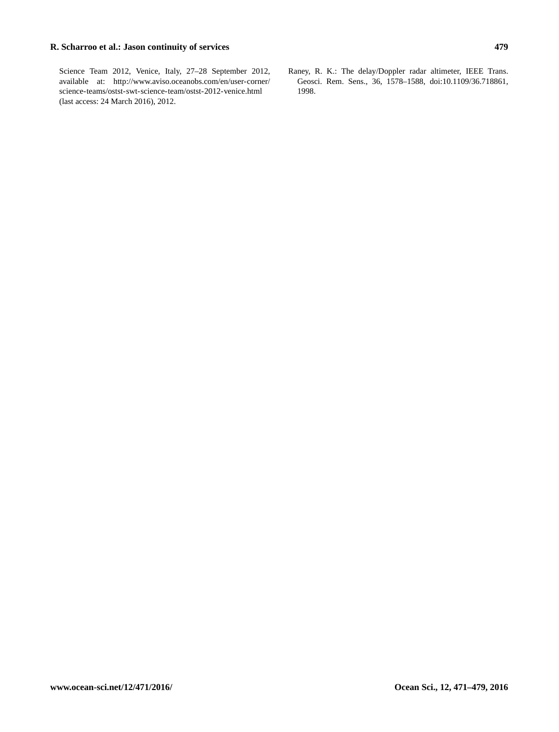Science Team 2012, Venice, Italy, 27–28 September 2012, available at: http://www.aviso.oceanobs.com/en/user-corner/science-teams/ostst-swt-science-team/ostst-2012-venice.html (last access: 24 March 2016), 2012.

Raney, R. K.: The delay/Doppler radar altimeter, IEEE Trans. Geosci. Rem. Sens., 36, 1578–1588, doi:10.1109/36.718861, 1998.